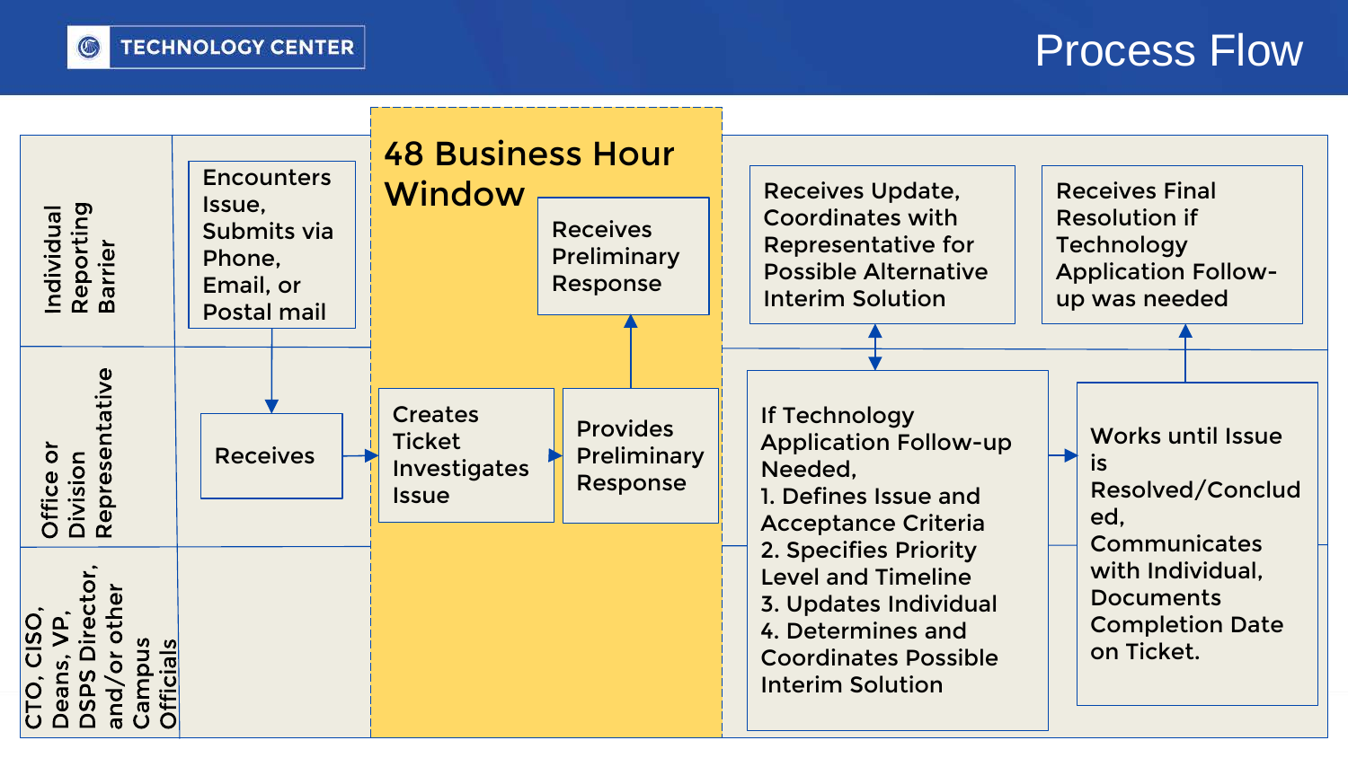# Process Flow

TECHNOLOGY CENTER

## 48 Business Hour Window

**Individual Reporting Barrier**

- Encounters Issue, Submits via Phone, Email, or Postal mail
- Receives Preliminary Response
- Receives Update, Coordinates with Representative for Possible Alternative Interim Solution
- Receives Final Resolution if Technology Application Follow-up was needed

**Office or Division Representative**

- Receives
- Creates Ticket Investigates Issue
- Provides Preliminary Response
- If Technology Application Follow-up Needed,
  1. Defines Issue and Acceptance Criteria
  2. Specifies Priority Level and Timeline
  3. Updates Individual
  4. Determines and Coordinates Possible Interim Solution
- Works until Issue is Resolved/Concluded, Communicates with Individual, Documents Completion Date on Ticket.

**CTO, CISO, Deans, VP, DSPS Director, and/or other Campus Officials**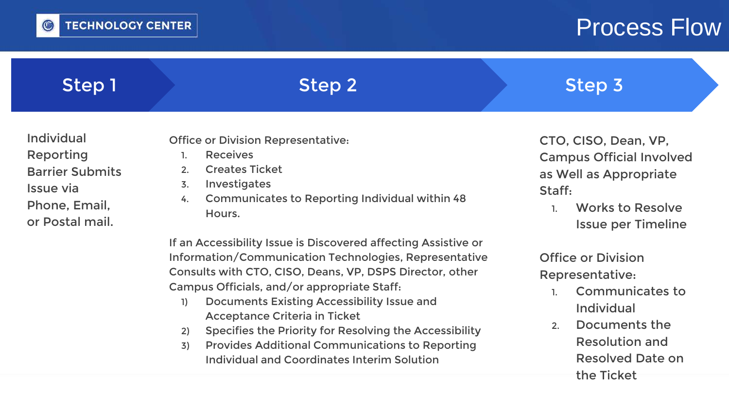# Process Flow

## Step 1

Individual Reporting Barrier Submits Issue via Phone, Email, or Postal mail.

## Step 2

Office or Division Representative:

1. Receives
2. Creates Ticket
3. Investigates
4. Communicates to Reporting Individual within 48 Hours.

If an Accessibility Issue is Discovered affecting Assistive or Information/Communication Technologies, Representative Consults with CTO, CISO, Deans, VP, DSPS Director, other Campus Officials, and/or appropriate Staff:

1) Documents Existing Accessibility Issue and Acceptance Criteria in Ticket
2) Specifies the Priority for Resolving the Accessibility
3) Provides Additional Communications to Reporting Individual and Coordinates Interim Solution

## Step 3

CTO, CISO, Dean, VP, Campus Official Involved as Well as Appropriate Staff:

1. Works to Resolve Issue per Timeline

Office or Division Representative:

1. Communicates to Individual
2. Documents the Resolution and Resolved Date on the Ticket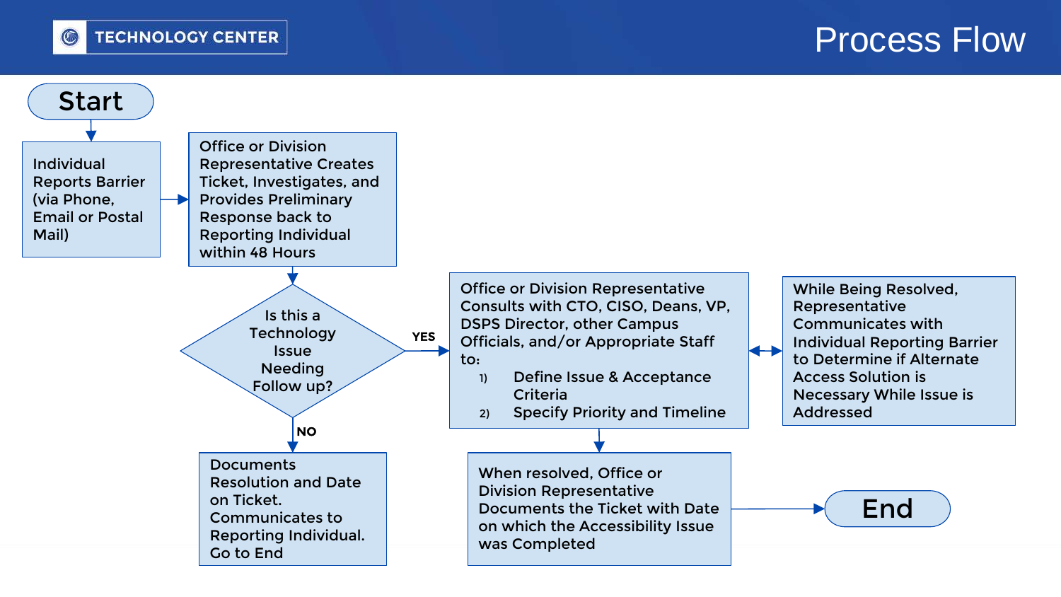TECHNOLOGY CENTER

# Process Flow

Start

Individual Reports Barrier (via Phone, Email or Postal Mail)

Office or Division Representative Creates Ticket, Investigates, and Provides Preliminary Response back to Reporting Individual within 48 Hours

Is this a Technology Issue Needing Follow up?

YES

NO

Office or Division Representative Consults with CTO, CISO, Deans, VP, DSPS Director, other Campus Officials, and/or Appropriate Staff to:

1) Define Issue & Acceptance Criteria
2) Specify Priority and Timeline

While Being Resolved, Representative Communicates with Individual Reporting Barrier to Determine if Alternate Access Solution is Necessary While Issue is Addressed

Documents Resolution and Date on Ticket. Communicates to Reporting Individual. Go to End

When resolved, Office or Division Representative Documents the Ticket with Date on which the Accessibility Issue was Completed

End